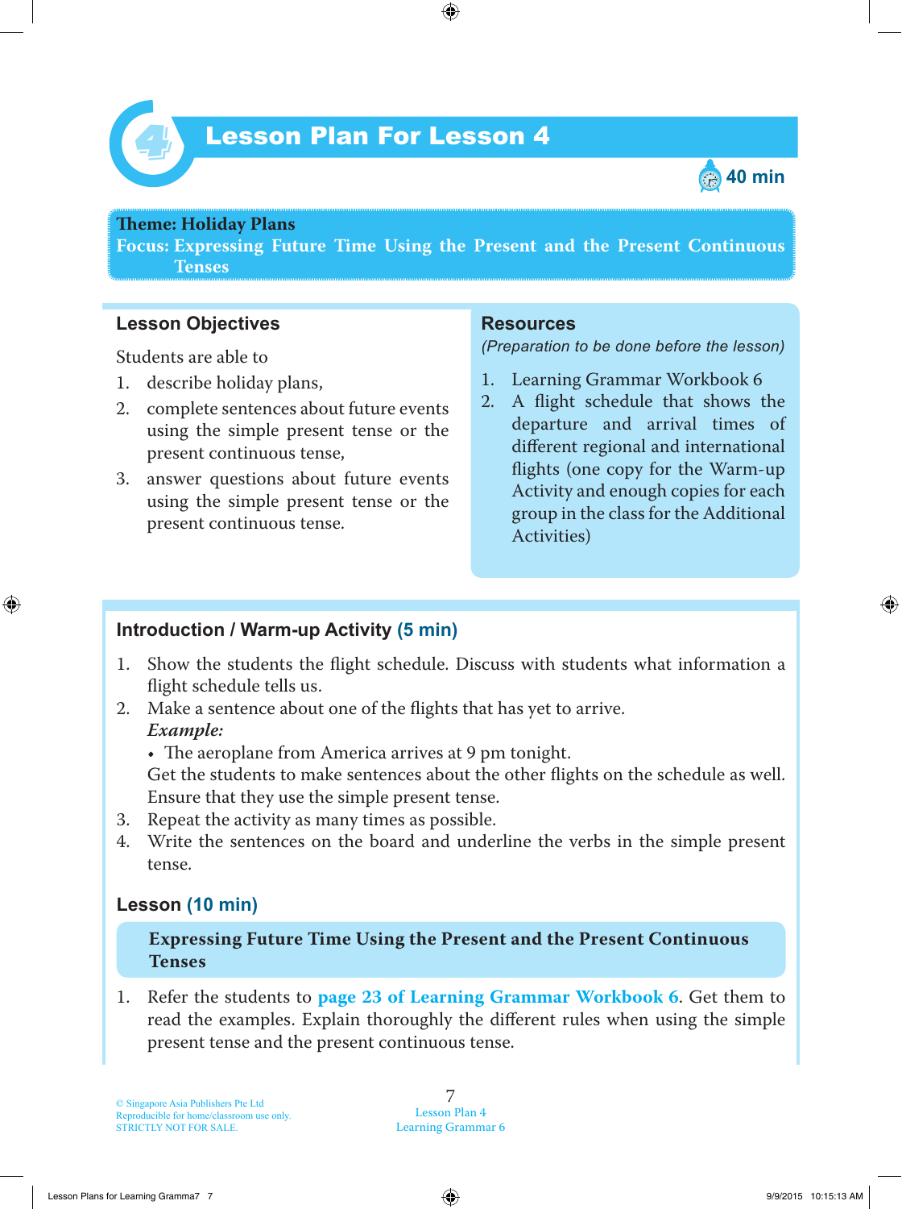# Lesson Plan For Lesson 4

40 min

**Theme: Holiday Plans**
**Focus: Expressing Future Time Using the Present and the Present Continuous Tenses**

## Lesson Objectives

Students are able to

1. describe holiday plans,
2. complete sentences about future events using the simple present tense or the present continuous tense,
3. answer questions about future events using the simple present tense or the present continuous tense.

## Resources

*(Preparation to be done before the lesson)*

1. Learning Grammar Workbook 6
2. A flight schedule that shows the departure and arrival times of different regional and international flights (one copy for the Warm-up Activity and enough copies for each group in the class for the Additional Activities)

## Introduction / Warm-up Activity (5 min)

1. Show the students the flight schedule. Discuss with students what information a flight schedule tells us.
2. Make a sentence about one of the flights that has yet to arrive.
   ***Example:***
   - The aeroplane from America arrives at 9 pm tonight.

   Get the students to make sentences about the other flights on the schedule as well. Ensure that they use the simple present tense.
3. Repeat the activity as many times as possible.
4. Write the sentences on the board and underline the verbs in the simple present tense.

## Lesson (10 min)

**Expressing Future Time Using the Present and the Present Continuous Tenses**

1. Refer the students to **page 23 of Learning Grammar Workbook 6**. Get them to read the examples. Explain thoroughly the different rules when using the simple present tense and the present continuous tense.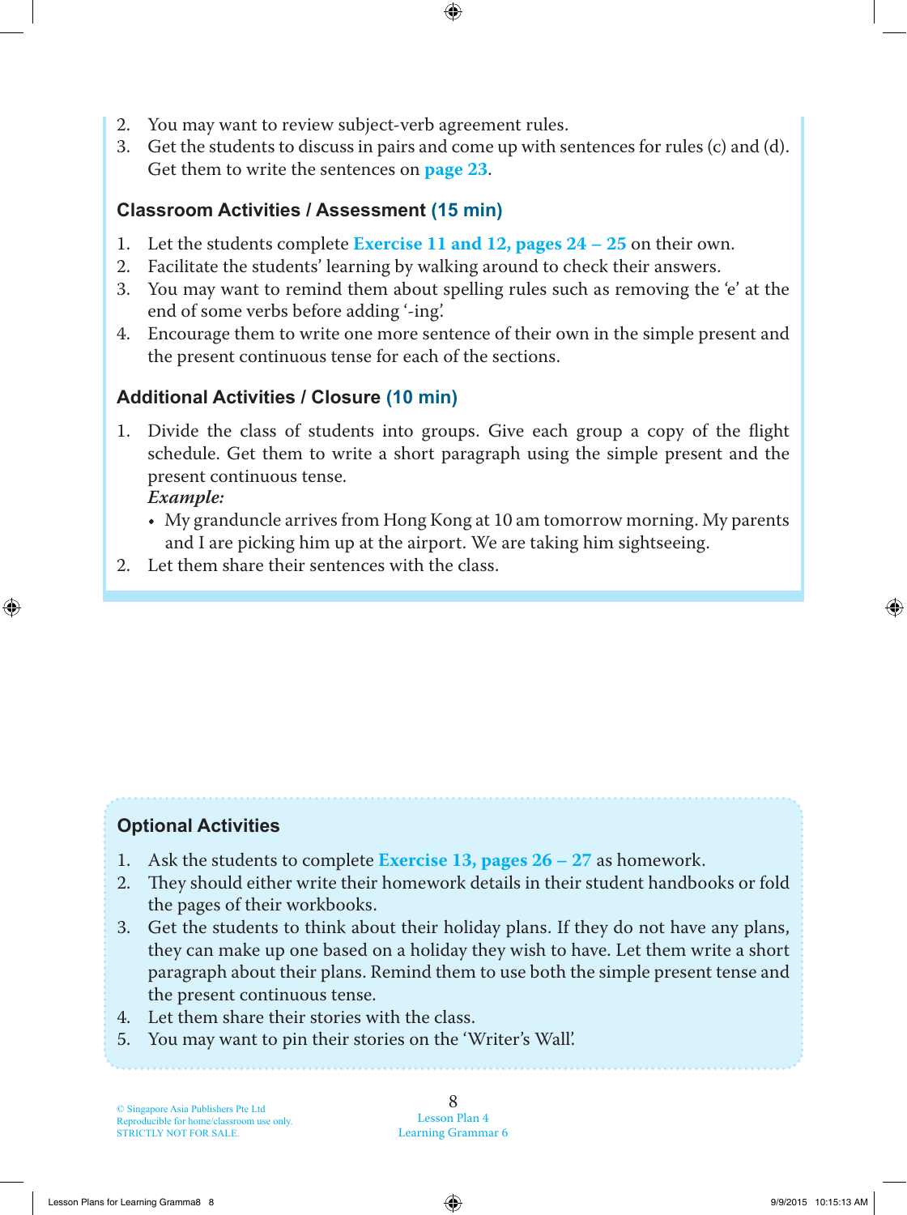2. You may want to review subject-verb agreement rules.
3. Get the students to discuss in pairs and come up with sentences for rules (c) and (d). Get them to write the sentences on **page 23**.

### Classroom Activities / Assessment (15 min)

1. Let the students complete **Exercise 11 and 12, pages 24 – 25** on their own.
2. Facilitate the students' learning by walking around to check their answers.
3. You may want to remind them about spelling rules such as removing the 'e' at the end of some verbs before adding '-ing'.
4. Encourage them to write one more sentence of their own in the simple present and the present continuous tense for each of the sections.

### Additional Activities / Closure (10 min)

1. Divide the class of students into groups. Give each group a copy of the flight schedule. Get them to write a short paragraph using the simple present and the present continuous tense.
   ***Example:***
   - My granduncle arrives from Hong Kong at 10 am tomorrow morning. My parents and I are picking him up at the airport. We are taking him sightseeing.
2. Let them share their sentences with the class.

### Optional Activities

1. Ask the students to complete **Exercise 13, pages 26 – 27** as homework.
2. They should either write their homework details in their student handbooks or fold the pages of their workbooks.
3. Get the students to think about their holiday plans. If they do not have any plans, they can make up one based on a holiday they wish to have. Let them write a short paragraph about their plans. Remind them to use both the simple present tense and the present continuous tense.
4. Let them share their stories with the class.
5. You may want to pin their stories on the 'Writer's Wall'.